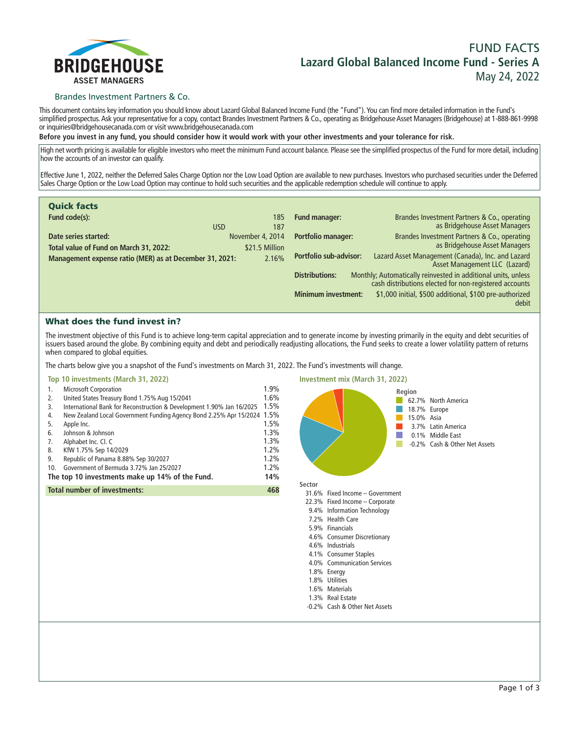# FUND FACTS
## Lazard Global Balanced Income Fund - Series A
May 24, 2022

**BRIDGEHOUSE** ASSET MANAGERS

Brandes Investment Partners & Co.

This document contains key information you should know about Lazard Global Balanced Income Fund (the "Fund"). You can find more detailed information in the Fund's simplified prospectus. Ask your representative for a copy, contact Brandes Investment Partners & Co., operating as Bridgehouse Asset Managers (Bridgehouse) at 1-888-861-9998 or inquiries@bridgehousecanada.com or visit www.bridgehousecanada.com

**Before you invest in any fund, you should consider how it would work with your other investments and your tolerance for risk.**

High net worth pricing is available for eligible investors who meet the minimum Fund account balance. Please see the simplified prospectus of the Fund for more detail, including how the accounts of an investor can qualify.

Effective June 1, 2022, neither the Deferred Sales Charge Option nor the Low Load Option are available to new purchases. Investors who purchased securities under the Deferred Sales Charge Option or the Low Load Option may continue to hold such securities and the applicable redemption schedule will continue to apply.

## Quick facts

| | |
|---|---|
| **Fund code(s):** | 185 |
| USD | 187 |
| **Date series started:** | November 4, 2014 |
| **Total value of Fund on March 31, 2022:** | $21.5 Million |
| **Management expense ratio (MER) as at December 31, 2021:** | 2.16% |

| | |
|---|---|
| **Fund manager:** | Brandes Investment Partners & Co., operating as Bridgehouse Asset Managers |
| **Portfolio manager:** | Brandes Investment Partners & Co., operating as Bridgehouse Asset Managers |
| **Portfolio sub-advisor:** | Lazard Asset Management (Canada), Inc. and Lazard Asset Management LLC (Lazard) |
| **Distributions:** | Monthly; Automatically reinvested in additional units, unless cash distributions elected for non-registered accounts |
| **Minimum investment:** | $1,000 initial, $500 additional, $100 pre-authorized debit |

## What does the fund invest in?

The investment objective of this Fund is to achieve long-term capital appreciation and to generate income by investing primarily in the equity and debt securities of issuers based around the globe. By combining equity and debt and periodically readjusting allocations, the Fund seeks to create a lower volatility pattern of returns when compared to global equities.

The charts below give you a snapshot of the Fund's investments on March 31, 2022. The Fund's investments will change.

### Top 10 investments (March 31, 2022)

| | | |
|---|---|---|
| 1. | Microsoft Corporation | 1.9% |
| 2. | United States Treasury Bond 1.75% Aug 15/2041 | 1.6% |
| 3. | International Bank for Reconstruction & Development 1.90% Jan 16/2025 | 1.5% |
| 4. | New Zealand Local Government Funding Agency Bond 2.25% Apr 15/2024 | 1.5% |
| 5. | Apple Inc. | 1.5% |
| 6. | Johnson & Johnson | 1.3% |
| 7. | Alphabet Inc. Cl. C | 1.3% |
| 8. | KfW 1.75% Sep 14/2029 | 1.2% |
| 9. | Republic of Panama 8.88% Sep 30/2027 | 1.2% |
| 10. | Government of Bermuda 3.72% Jan 25/2027 | 1.2% |
| | **The top 10 investments make up 14% of the Fund.** | **14%** |
| | **Total number of investments:** | **468** |

### Investment mix (March 31, 2022)

**Region**

| | |
|---|---|
| 62.7% | North America |
| 18.7% | Europe |
| 15.0% | Asia |
| 3.7% | Latin America |
| 0.1% | Middle East |
| -0.2% | Cash & Other Net Assets |

**Sector**

| | |
|---|---|
| 31.6% | Fixed Income – Government |
| 22.3% | Fixed Income – Corporate |
| 9.4% | Information Technology |
| 7.2% | Health Care |
| 5.9% | Financials |
| 4.6% | Consumer Discretionary |
| 4.6% | Industrials |
| 4.1% | Consumer Staples |
| 4.0% | Communication Services |
| 1.8% | Energy |
| 1.8% | Utilities |
| 1.6% | Materials |
| 1.3% | Real Estate |
| -0.2% | Cash & Other Net Assets |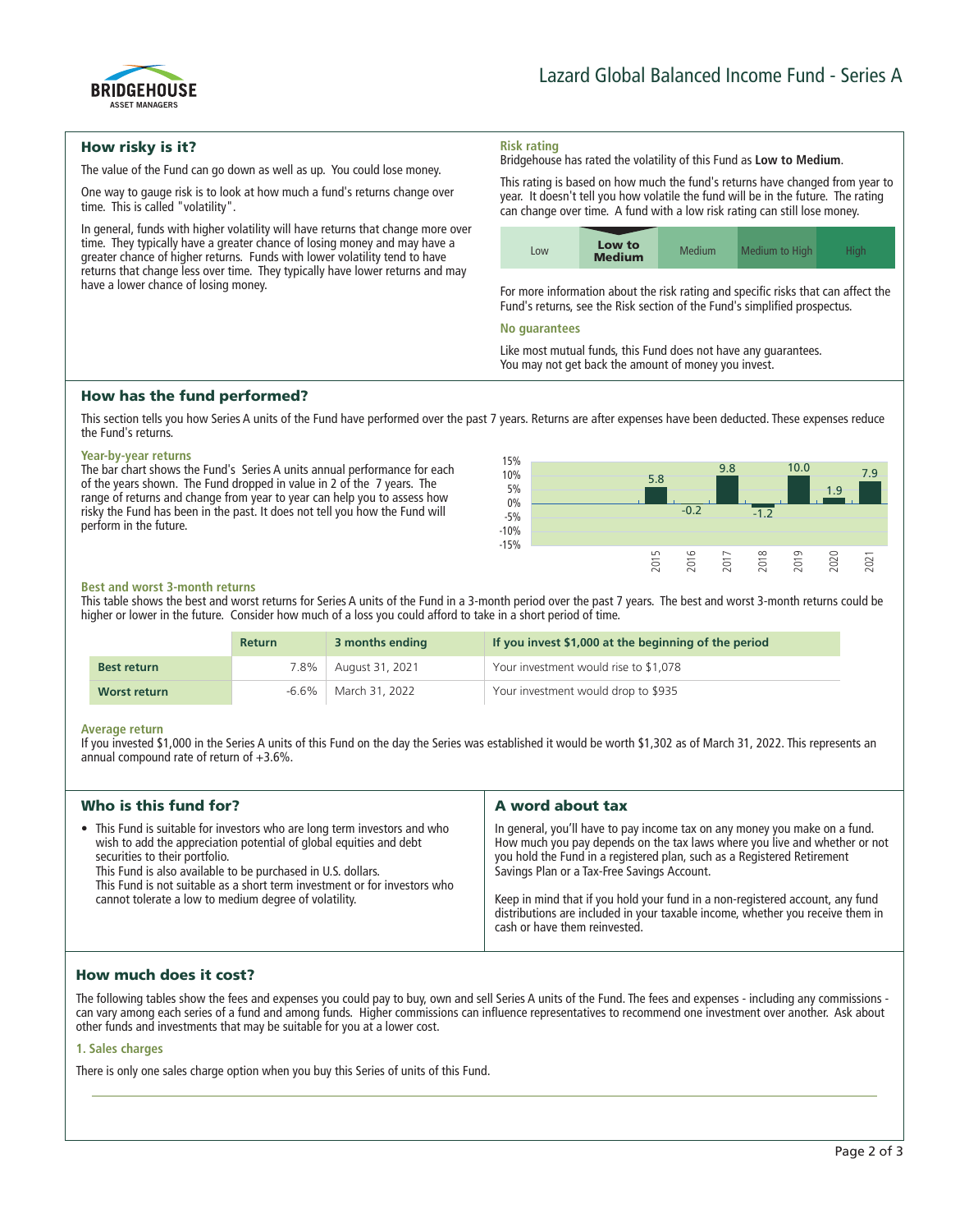# Lazard Global Balanced Income Fund - Series A

## How risky is it?

The value of the Fund can go down as well as up. You could lose money.

One way to gauge risk is to look at how much a fund's returns change over time. This is called "volatility".

In general, funds with higher volatility will have returns that change more over time. They typically have a greater chance of losing money and may have a greater chance of higher returns. Funds with lower volatility tend to have returns that change less over time. They typically have lower returns and may have a lower chance of losing money.

### Risk rating

Bridgehouse has rated the volatility of this Fund as **Low to Medium**.

This rating is based on how much the fund's returns have changed from year to year. It doesn't tell you how volatile the fund will be in the future. The rating can change over time. A fund with a low risk rating can still lose money.

Low | **Low to Medium** | Medium | Medium to High | High

For more information about the risk rating and specific risks that can affect the Fund's returns, see the Risk section of the Fund's simplified prospectus.

### No guarantees

Like most mutual funds, this Fund does not have any guarantees. You may not get back the amount of money you invest.

## How has the fund performed?

This section tells you how Series A units of the Fund have performed over the past 7 years. Returns are after expenses have been deducted. These expenses reduce the Fund's returns.

### Year-by-year returns

The bar chart shows the Fund's Series A units annual performance for each of the years shown. The Fund dropped in value in 2 of the 7 years. The range of returns and change from year to year can help you to assess how risky the Fund has been in the past. It does not tell you how the Fund will perform in the future.

15%
10%
5%
0%
-5%
-10%
-15%

5.8 -0.2 9.8 -1.2 10.0 1.9 7.9

2015 2016 2017 2018 2019 2020 2021

### Best and worst 3-month returns

This table shows the best and worst returns for Series A units of the Fund in a 3-month period over the past 7 years. The best and worst 3-month returns could be higher or lower in the future. Consider how much of a loss you could afford to take in a short period of time.

| | Return | 3 months ending | If you invest $1,000 at the beginning of the period |
|---|---|---|---|
| **Best return** | 7.8% | August 31, 2021 | Your investment would rise to $1,078 |
| **Worst return** | -6.6% | March 31, 2022 | Your investment would drop to $935 |

### Average return

If you invested $1,000 in the Series A units of this Fund on the day the Series was established it would be worth $1,302 as of March 31, 2022. This represents an annual compound rate of return of +3.6%.

## Who is this fund for?

- This Fund is suitable for investors who are long term investors and who wish to add the appreciation potential of global equities and debt securities to their portfolio.
  This Fund is also available to be purchased in U.S. dollars.
  This Fund is not suitable as a short term investment or for investors who cannot tolerate a low to medium degree of volatility.

## A word about tax

In general, you'll have to pay income tax on any money you make on a fund. How much you pay depends on the tax laws where you live and whether or not you hold the Fund in a registered plan, such as a Registered Retirement Savings Plan or a Tax-Free Savings Account.

Keep in mind that if you hold your fund in a non-registered account, any fund distributions are included in your taxable income, whether you receive them in cash or have them reinvested.

## How much does it cost?

The following tables show the fees and expenses you could pay to buy, own and sell Series A units of the Fund. The fees and expenses - including any commissions - can vary among each series of a fund and among funds. Higher commissions can influence representatives to recommend one investment over another. Ask about other funds and investments that may be suitable for you at a lower cost.

### 1. Sales charges

There is only one sales charge option when you buy this Series of units of this Fund.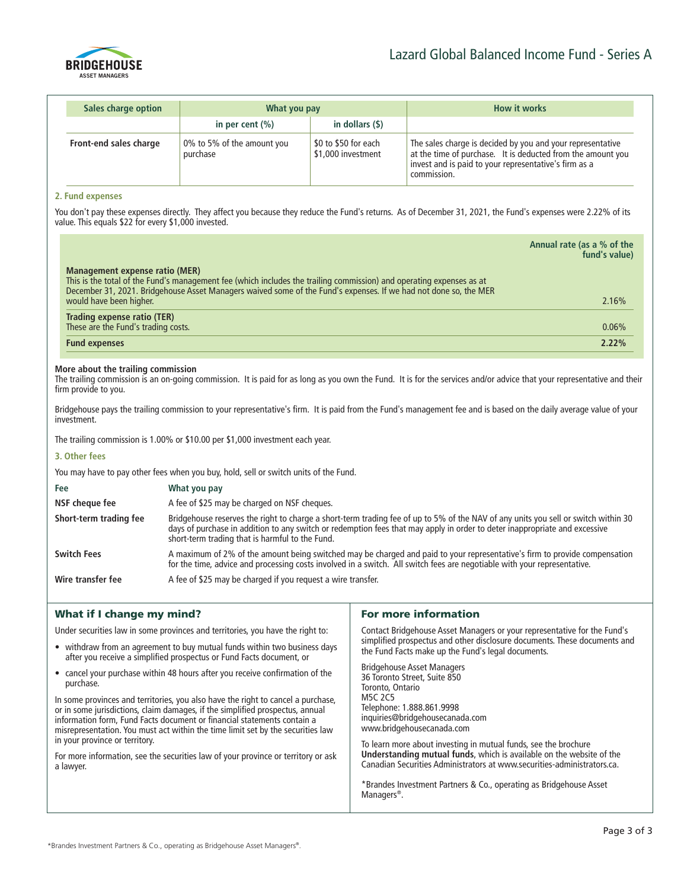| Sales charge option | What you pay | | How it works |
|---|---|---|---|
| | in per cent (%) | in dollars ($) | |
| **Front-end sales charge** | 0% to 5% of the amount you purchase | $0 to $50 for each $1,000 investment | The sales charge is decided by you and your representative at the time of purchase. It is deducted from the amount you invest and is paid to your representative's firm as a commission. |

### 2. Fund expenses

You don't pay these expenses directly. They affect you because they reduce the Fund's returns. As of December 31, 2021, the Fund's expenses were 2.22% of its value. This equals $22 for every $1,000 invested.

| | Annual rate (as a % of the fund's value) |
|---|---|
| **Management expense ratio (MER)**<br>This is the total of the Fund's management fee (which includes the trailing commission) and operating expenses as at December 31, 2021. Bridgehouse Asset Managers waived some of the Fund's expenses. If we had not done so, the MER would have been higher. | 2.16% |
| **Trading expense ratio (TER)**<br>These are the Fund's trading costs. | 0.06% |
| **Fund expenses** | **2.22%** |

**More about the trailing commission**

The trailing commission is an on-going commission. It is paid for as long as you own the Fund. It is for the services and/or advice that your representative and their firm provide to you.

Bridgehouse pays the trailing commission to your representative's firm. It is paid from the Fund's management fee and is based on the daily average value of your investment.

The trailing commission is 1.00% or $10.00 per $1,000 investment each year.

### 3. Other fees

You may have to pay other fees when you buy, hold, sell or switch units of the Fund.

| Fee | What you pay |
|---|---|
| **NSF cheque fee** | A fee of $25 may be charged on NSF cheques. |
| **Short-term trading fee** | Bridgehouse reserves the right to charge a short-term trading fee of up to 5% of the NAV of any units you sell or switch within 30 days of purchase in addition to any switch or redemption fees that may apply in order to deter inappropriate and excessive short-term trading that is harmful to the Fund. |
| **Switch Fees** | A maximum of 2% of the amount being switched may be charged and paid to your representative's firm to provide compensation for the time, advice and processing costs involved in a switch. All switch fees are negotiable with your representative. |
| **Wire transfer fee** | A fee of $25 may be charged if you request a wire transfer. |

## What if I change my mind?

Under securities law in some provinces and territories, you have the right to:

- withdraw from an agreement to buy mutual funds within two business days after you receive a simplified prospectus or Fund Facts document, or
- cancel your purchase within 48 hours after you receive confirmation of the purchase.

In some provinces and territories, you also have the right to cancel a purchase, or in some jurisdictions, claim damages, if the simplified prospectus, annual information form, Fund Facts document or financial statements contain a misrepresentation. You must act within the time limit set by the securities law in your province or territory.

For more information, see the securities law of your province or territory or ask a lawyer.

## For more information

Contact Bridgehouse Asset Managers or your representative for the Fund's simplified prospectus and other disclosure documents. These documents and the Fund Facts make up the Fund's legal documents.

Bridgehouse Asset Managers
36 Toronto Street, Suite 850
Toronto, Ontario
M5C 2C5
Telephone: 1.888.861.9998
inquiries@bridgehousecanada.com
www.bridgehousecanada.com

To learn more about investing in mutual funds, see the brochure **Understanding mutual funds**, which is available on the website of the Canadian Securities Administrators at www.securities-administrators.ca.

*Brandes Investment Partners & Co., operating as Bridgehouse Asset Managers®.